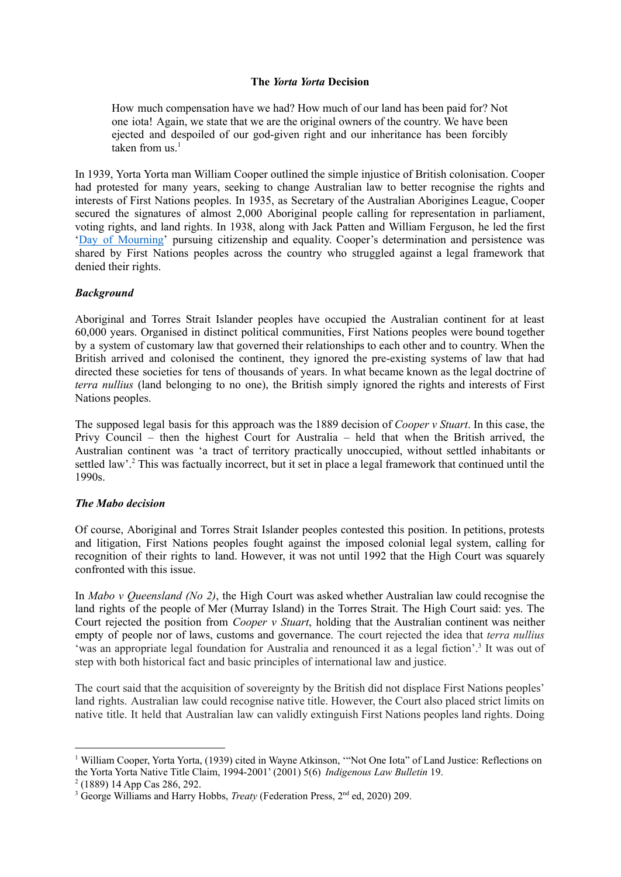# The *Yorta Yorta* Decision

> How much compensation have we had? How much of our land has been paid for? Not one iota! Again, we state that we are the original owners of the country. We have been ejected and despoiled of our god-given right and our inheritance has been forcibly taken from us.[1]

In 1939, Yorta Yorta man William Cooper outlined the simple injustice of British colonisation. Cooper had protested for many years, seeking to change Australian law to better recognise the rights and interests of First Nations peoples. In 1935, as Secretary of the Australian Aborigines League, Cooper secured the signatures of almost 2,000 Aboriginal people calling for representation in parliament, voting rights, and land rights. In 1938, along with Jack Patten and William Ferguson, he led the first 'Day of Mourning' pursuing citizenship and equality. Cooper's determination and persistence was shared by First Nations peoples across the country who struggled against a legal framework that denied their rights.

### *Background*

Aboriginal and Torres Strait Islander peoples have occupied the Australian continent for at least 60,000 years. Organised in distinct political communities, First Nations peoples were bound together by a system of customary law that governed their relationships to each other and to country. When the British arrived and colonised the continent, they ignored the pre-existing systems of law that had directed these societies for tens of thousands of years. In what became known as the legal doctrine of *terra nullius* (land belonging to no one), the British simply ignored the rights and interests of First Nations peoples.

The supposed legal basis for this approach was the 1889 decision of *Cooper v Stuart*. In this case, the Privy Council – then the highest Court for Australia – held that when the British arrived, the Australian continent was 'a tract of territory practically unoccupied, without settled inhabitants or settled law'.[2] This was factually incorrect, but it set in place a legal framework that continued until the 1990s.

### *The Mabo decision*

Of course, Aboriginal and Torres Strait Islander peoples contested this position. In petitions, protests and litigation, First Nations peoples fought against the imposed colonial legal system, calling for recognition of their rights to land. However, it was not until 1992 that the High Court was squarely confronted with this issue.

In *Mabo v Queensland (No 2)*, the High Court was asked whether Australian law could recognise the land rights of the people of Mer (Murray Island) in the Torres Strait. The High Court said: yes. The Court rejected the position from *Cooper v Stuart*, holding that the Australian continent was neither empty of people nor of laws, customs and governance. The court rejected the idea that *terra nullius* 'was an appropriate legal foundation for Australia and renounced it as a legal fiction'.[3] It was out of step with both historical fact and basic principles of international law and justice.

The court said that the acquisition of sovereignty by the British did not displace First Nations peoples' land rights. Australian law could recognise native title. However, the Court also placed strict limits on native title. It held that Australian law can validly extinguish First Nations peoples land rights. Doing

---

[1] William Cooper, Yorta Yorta, (1939) cited in Wayne Atkinson, '"Not One Iota" of Land Justice: Reflections on the Yorta Yorta Native Title Claim, 1994-2001' (2001) 5(6) *Indigenous Law Bulletin* 19.

[2] (1889) 14 App Cas 286, 292.

[3] George Williams and Harry Hobbs, *Treaty* (Federation Press, 2nd ed, 2020) 209.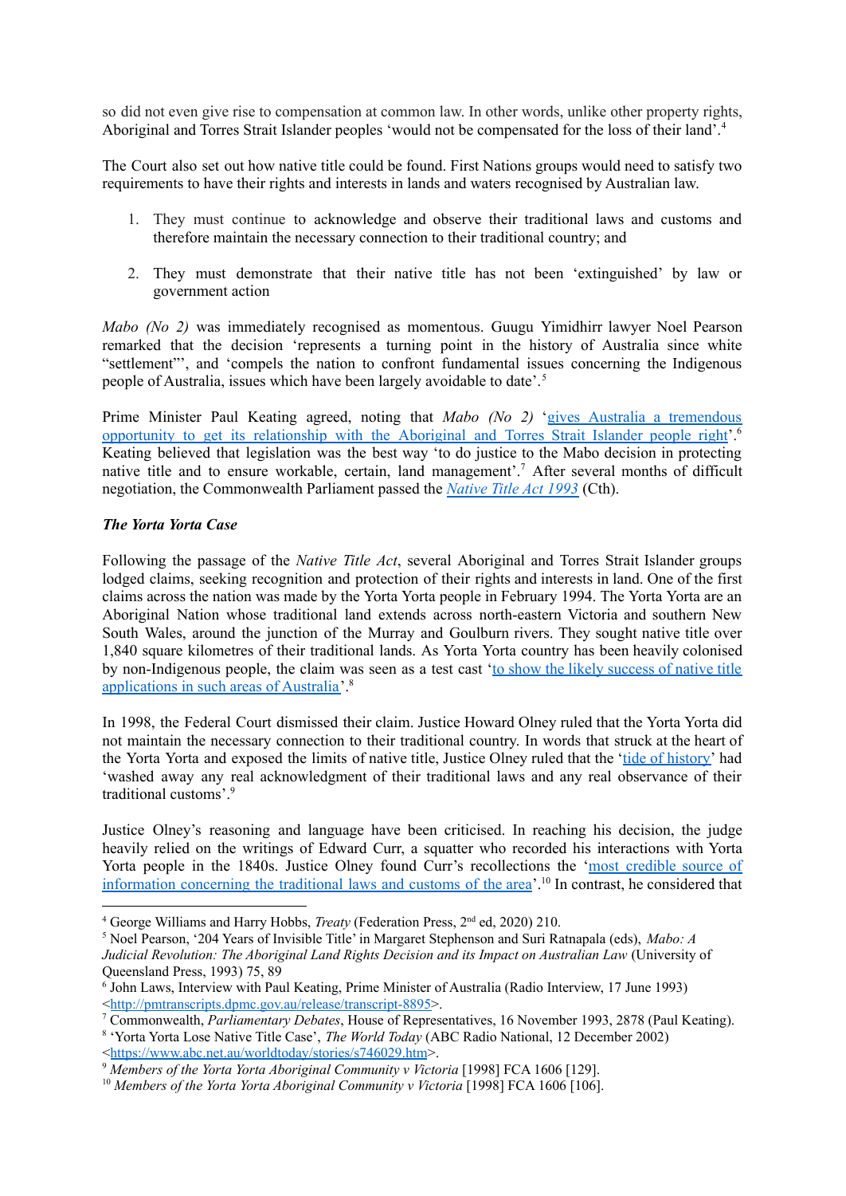so did not even give rise to compensation at common law. In other words, unlike other property rights, Aboriginal and Torres Strait Islander peoples 'would not be compensated for the loss of their land'.[4]

The Court also set out how native title could be found. First Nations groups would need to satisfy two requirements to have their rights and interests in lands and waters recognised by Australian law.

1. They must continue to acknowledge and observe their traditional laws and customs and therefore maintain the necessary connection to their traditional country; and

2. They must demonstrate that their native title has not been 'extinguished' by law or government action

*Mabo (No 2)* was immediately recognised as momentous. Guugu Yimidhirr lawyer Noel Pearson remarked that the decision 'represents a turning point in the history of Australia since white "settlement"', and 'compels the nation to confront fundamental issues concerning the Indigenous people of Australia, issues which have been largely avoidable to date'.[5]

Prime Minister Paul Keating agreed, noting that *Mabo (No 2)* 'gives Australia a tremendous opportunity to get its relationship with the Aboriginal and Torres Strait Islander people right'.[6] Keating believed that legislation was the best way 'to do justice to the Mabo decision in protecting native title and to ensure workable, certain, land management'.[7] After several months of difficult negotiation, the Commonwealth Parliament passed the *Native Title Act 1993* (Cth).

***The Yorta Yorta Case***

Following the passage of the *Native Title Act*, several Aboriginal and Torres Strait Islander groups lodged claims, seeking recognition and protection of their rights and interests in land. One of the first claims across the nation was made by the Yorta Yorta people in February 1994. The Yorta Yorta are an Aboriginal Nation whose traditional land extends across north-eastern Victoria and southern New South Wales, around the junction of the Murray and Goulburn rivers. They sought native title over 1,840 square kilometres of their traditional lands. As Yorta Yorta country has been heavily colonised by non-Indigenous people, the claim was seen as a test cast 'to show the likely success of native title applications in such areas of Australia'.[8]

In 1998, the Federal Court dismissed their claim. Justice Howard Olney ruled that the Yorta Yorta did not maintain the necessary connection to their traditional country. In words that struck at the heart of the Yorta Yorta and exposed the limits of native title, Justice Olney ruled that the 'tide of history' had 'washed away any real acknowledgment of their traditional laws and any real observance of their traditional customs'.[9]

Justice Olney's reasoning and language have been criticised. In reaching his decision, the judge heavily relied on the writings of Edward Curr, a squatter who recorded his interactions with Yorta Yorta people in the 1840s. Justice Olney found Curr's recollections the 'most credible source of information concerning the traditional laws and customs of the area'.[10] In contrast, he considered that

---

[4] George Williams and Harry Hobbs, *Treaty* (Federation Press, 2nd ed, 2020) 210.

[5] Noel Pearson, '204 Years of Invisible Title' in Margaret Stephenson and Suri Ratnapala (eds), *Mabo: A Judicial Revolution: The Aboriginal Land Rights Decision and its Impact on Australian Law* (University of Queensland Press, 1993) 75, 89

[6] John Laws, Interview with Paul Keating, Prime Minister of Australia (Radio Interview, 17 June 1993) <http://pmtranscripts.dpmc.gov.au/release/transcript-8895>.

[7] Commonwealth, *Parliamentary Debates*, House of Representatives, 16 November 1993, 2878 (Paul Keating).

[8] 'Yorta Yorta Lose Native Title Case', *The World Today* (ABC Radio National, 12 December 2002) <https://www.abc.net.au/worldtoday/stories/s746029.htm>.

[9] *Members of the Yorta Yorta Aboriginal Community v Victoria* [1998] FCA 1606 [129].

[10] *Members of the Yorta Yorta Aboriginal Community v Victoria* [1998] FCA 1606 [106].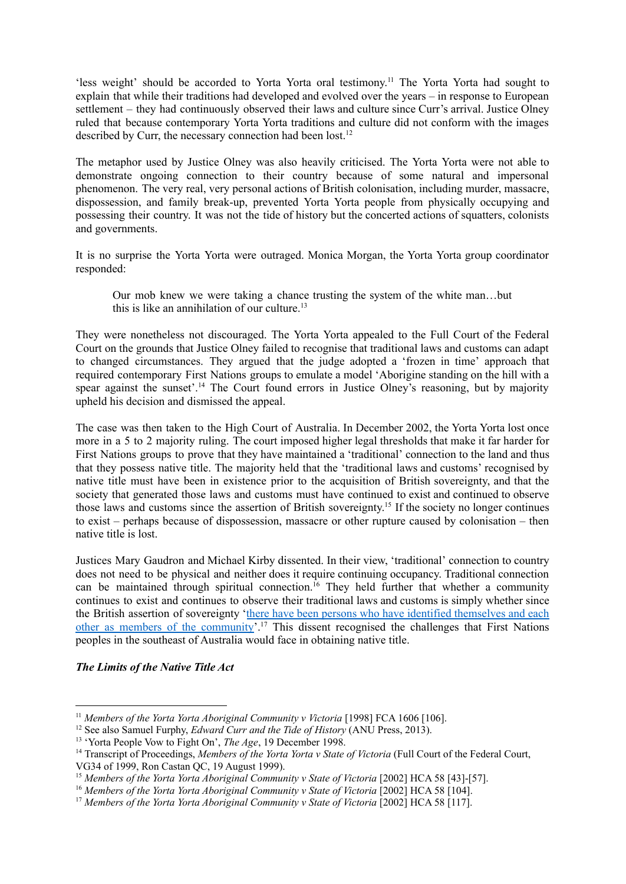'less weight' should be accorded to Yorta Yorta oral testimony.[11] The Yorta Yorta had sought to explain that while their traditions had developed and evolved over the years – in response to European settlement – they had continuously observed their laws and culture since Curr's arrival. Justice Olney ruled that because contemporary Yorta Yorta traditions and culture did not conform with the images described by Curr, the necessary connection had been lost.[12]

The metaphor used by Justice Olney was also heavily criticised. The Yorta Yorta were not able to demonstrate ongoing connection to their country because of some natural and impersonal phenomenon. The very real, very personal actions of British colonisation, including murder, massacre, dispossession, and family break-up, prevented Yorta Yorta people from physically occupying and possessing their country. It was not the tide of history but the concerted actions of squatters, colonists and governments.

It is no surprise the Yorta Yorta were outraged. Monica Morgan, the Yorta Yorta group coordinator responded:

> Our mob knew we were taking a chance trusting the system of the white man…but this is like an annihilation of our culture.[13]

They were nonetheless not discouraged. The Yorta Yorta appealed to the Full Court of the Federal Court on the grounds that Justice Olney failed to recognise that traditional laws and customs can adapt to changed circumstances. They argued that the judge adopted a 'frozen in time' approach that required contemporary First Nations groups to emulate a model 'Aborigine standing on the hill with a spear against the sunset'.[14] The Court found errors in Justice Olney's reasoning, but by majority upheld his decision and dismissed the appeal.

The case was then taken to the High Court of Australia. In December 2002, the Yorta Yorta lost once more in a 5 to 2 majority ruling. The court imposed higher legal thresholds that make it far harder for First Nations groups to prove that they have maintained a 'traditional' connection to the land and thus that they possess native title. The majority held that the 'traditional laws and customs' recognised by native title must have been in existence prior to the acquisition of British sovereignty, and that the society that generated those laws and customs must have continued to exist and continued to observe those laws and customs since the assertion of British sovereignty.[15] If the society no longer continues to exist – perhaps because of dispossession, massacre or other rupture caused by colonisation – then native title is lost.

Justices Mary Gaudron and Michael Kirby dissented. In their view, 'traditional' connection to country does not need to be physical and neither does it require continuing occupancy. Traditional connection can be maintained through spiritual connection.[16] They held further that whether a community continues to exist and continues to observe their traditional laws and customs is simply whether since the British assertion of sovereignty 'there have been persons who have identified themselves and each other as members of the community'.[17] This dissent recognised the challenges that First Nations peoples in the southeast of Australia would face in obtaining native title.

### *The Limits of the Native Title Act*

---

[11] *Members of the Yorta Yorta Aboriginal Community v Victoria* [1998] FCA 1606 [106].

[12] See also Samuel Furphy, *Edward Curr and the Tide of History* (ANU Press, 2013).

[13] 'Yorta People Vow to Fight On', *The Age*, 19 December 1998.

[14] Transcript of Proceedings, *Members of the Yorta Yorta v State of Victoria* (Full Court of the Federal Court, VG34 of 1999, Ron Castan QC, 19 August 1999).

[15] *Members of the Yorta Yorta Aboriginal Community v State of Victoria* [2002] HCA 58 [43]-[57].

[16] *Members of the Yorta Yorta Aboriginal Community v State of Victoria* [2002] HCA 58 [104].

[17] *Members of the Yorta Yorta Aboriginal Community v State of Victoria* [2002] HCA 58 [117].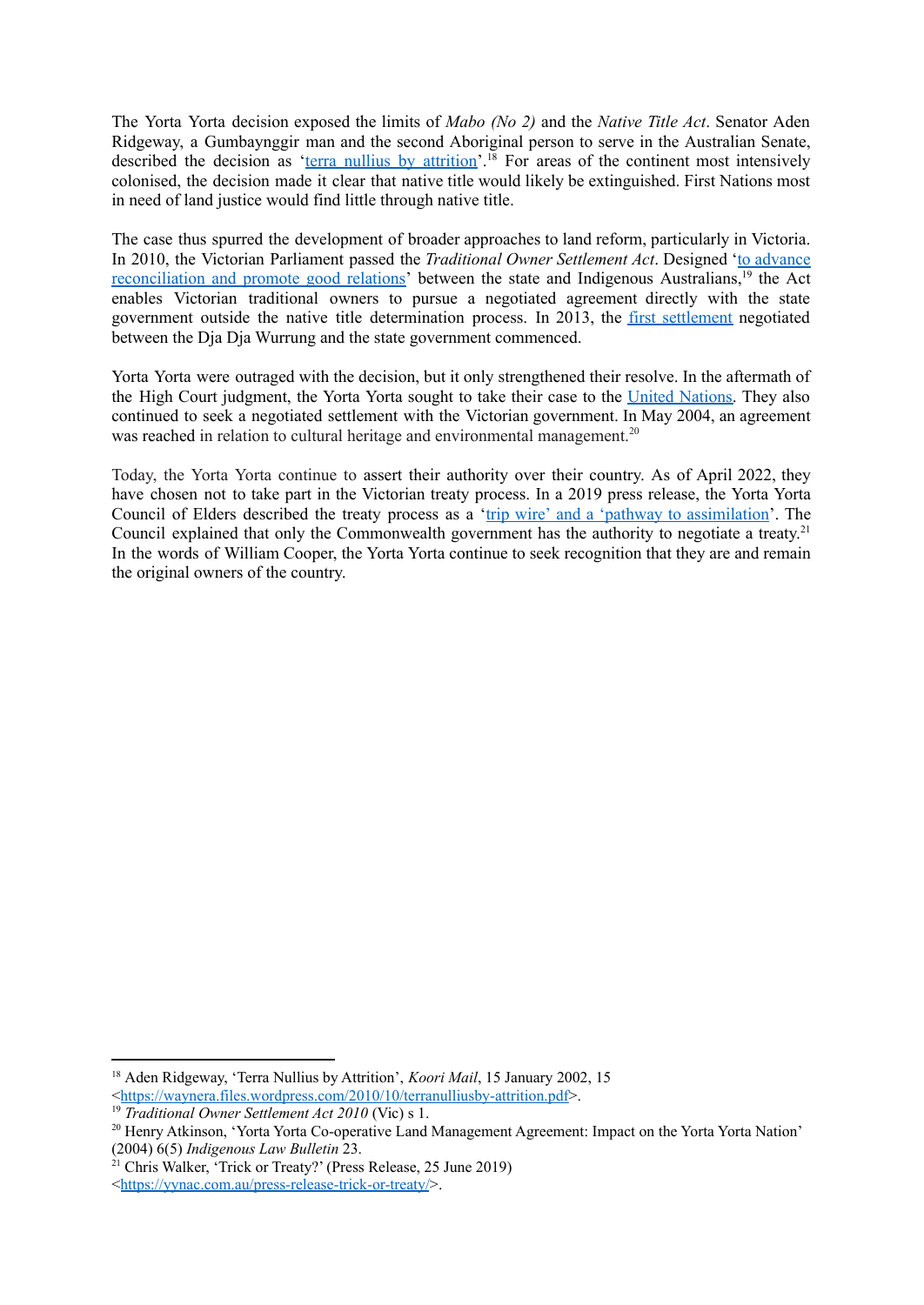The Yorta Yorta decision exposed the limits of *Mabo (No 2)* and the *Native Title Act*. Senator Aden Ridgeway, a Gumbaynggir man and the second Aboriginal person to serve in the Australian Senate, described the decision as '[terra nullius by attrition](https://waynera.files.wordpress.com/2010/10/terranulliusby-attrition.pdf)'.[18] For areas of the continent most intensively colonised, the decision made it clear that native title would likely be extinguished. First Nations most in need of land justice would find little through native title.

The case thus spurred the development of broader approaches to land reform, particularly in Victoria. In 2010, the Victorian Parliament passed the *Traditional Owner Settlement Act*. Designed 'to advance reconciliation and promote good relations' between the state and Indigenous Australians,[19] the Act enables Victorian traditional owners to pursue a negotiated agreement directly with the state government outside the native title determination process. In 2013, the first settlement negotiated between the Dja Dja Wurrung and the state government commenced.

Yorta Yorta were outraged with the decision, but it only strengthened their resolve. In the aftermath of the High Court judgment, the Yorta Yorta sought to take their case to the United Nations. They also continued to seek a negotiated settlement with the Victorian government. In May 2004, an agreement was reached in relation to cultural heritage and environmental management.[20]

Today, the Yorta Yorta continue to assert their authority over their country. As of April 2022, they have chosen not to take part in the Victorian treaty process. In a 2019 press release, the Yorta Yorta Council of Elders described the treaty process as a '[trip wire' and a 'pathway to assimilation](https://yynac.com.au/press-release-trick-or-treaty/)'. The Council explained that only the Commonwealth government has the authority to negotiate a treaty.[21] In the words of William Cooper, the Yorta Yorta continue to seek recognition that they are and remain the original owners of the country.

---

[18] Aden Ridgeway, 'Terra Nullius by Attrition', *Koori Mail*, 15 January 2002, 15 <https://waynera.files.wordpress.com/2010/10/terranulliusby-attrition.pdf>.

[19] *Traditional Owner Settlement Act 2010* (Vic) s 1.

[20] Henry Atkinson, 'Yorta Yorta Co-operative Land Management Agreement: Impact on the Yorta Yorta Nation' (2004) 6(5) *Indigenous Law Bulletin* 23.

[21] Chris Walker, 'Trick or Treaty?' (Press Release, 25 June 2019) <https://yynac.com.au/press-release-trick-or-treaty/>.